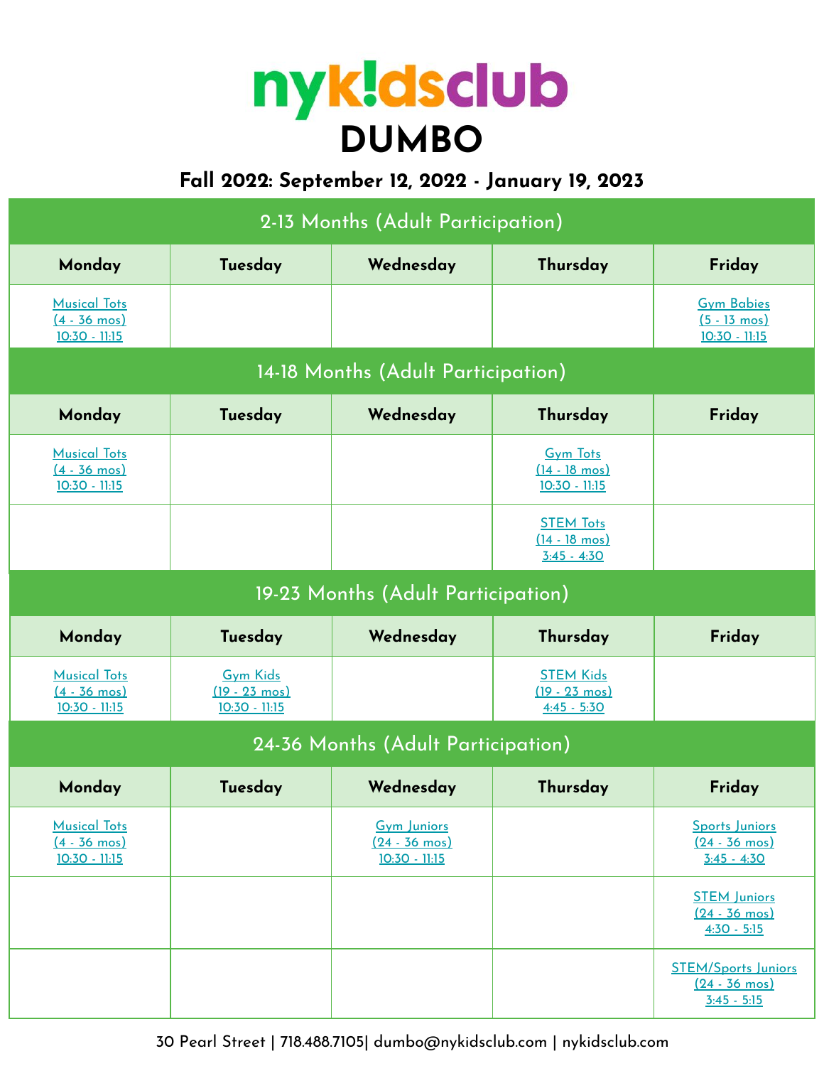# nyk!dsclub

# DUMBO

## Fall 2022: September 12, 2022 - January 19, 2023

### 2-13 Months (Adult Participation)

| Monday | Tuesday | Wednesday | Thursday | Friday |
| --- | --- | --- | --- | --- |
| Musical Tots (4 - 36 mos) 10:30 - 11:15 | | | | Gym Babies (5 - 13 mos) 10:30 - 11:15 |

### 14-18 Months (Adult Participation)

| Monday | Tuesday | Wednesday | Thursday | Friday |
| --- | --- | --- | --- | --- |
| Musical Tots (4 - 36 mos) 10:30 - 11:15 | | | Gym Tots (14 - 18 mos) 10:30 - 11:15 | |
| | | | STEM Tots (14 - 18 mos) 3:45 - 4:30 | |

### 19-23 Months (Adult Participation)

| Monday | Tuesday | Wednesday | Thursday | Friday |
| --- | --- | --- | --- | --- |
| Musical Tots (4 - 36 mos) 10:30 - 11:15 | Gym Kids (19 - 23 mos) 10:30 - 11:15 | | STEM Kids (19 - 23 mos) 4:45 - 5:30 | |

### 24-36 Months (Adult Participation)

| Monday | Tuesday | Wednesday | Thursday | Friday |
| --- | --- | --- | --- | --- |
| Musical Tots (4 - 36 mos) 10:30 - 11:15 | | Gym Juniors (24 - 36 mos) 10:30 - 11:15 | | Sports Juniors (24 - 36 mos) 3:45 - 4:30 |
| | | | | STEM Juniors (24 - 36 mos) 4:30 - 5:15 |
| | | | | STEM/Sports Juniors (24 - 36 mos) 3:45 - 5:15 |

30 Pearl Street | 718.488.7105| dumbo@nykidsclub.com | nykidsclub.com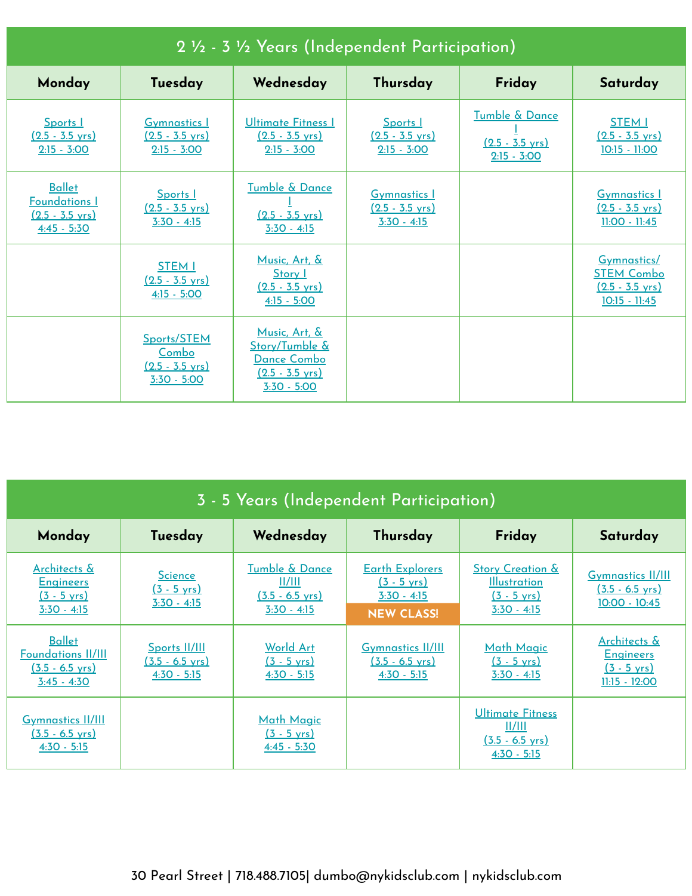## 2 ½ - 3 ½ Years (Independent Participation)

| Monday | Tuesday | Wednesday | Thursday | Friday | Saturday |
|---|---|---|---|---|---|
| Sports I (2.5 - 3.5 yrs) 2:15 - 3:00 | Gymnastics I (2.5 - 3.5 yrs) 2:15 - 3:00 | Ultimate Fitness I (2.5 - 3.5 yrs) 2:15 - 3:00 | Sports I (2.5 - 3.5 yrs) 2:15 - 3:00 | Tumble & Dance I (2.5 - 3.5 yrs) 2:15 - 3:00 | STEM I (2.5 - 3.5 yrs) 10:15 - 11:00 |
| Ballet Foundations I (2.5 - 3.5 yrs) 4:45 - 5:30 | Sports I (2.5 - 3.5 yrs) 3:30 - 4:15 | Tumble & Dance I (2.5 - 3.5 yrs) 3:30 - 4:15 | Gymnastics I (2.5 - 3.5 yrs) 3:30 - 4:15 | | Gymnastics I (2.5 - 3.5 yrs) 11:00 - 11:45 |
| | STEM I (2.5 - 3.5 yrs) 4:15 - 5:00 | Music, Art, & Story I (2.5 - 3.5 yrs) 4:15 - 5:00 | | | Gymnastics/ STEM Combo (2.5 - 3.5 yrs) 10:15 - 11:45 |
| | Sports/STEM Combo (2.5 - 3.5 yrs) 3:30 - 5:00 | Music, Art, & Story/Tumble & Dance Combo (2.5 - 3.5 yrs) 3:30 - 5:00 | | | |

## 3 - 5 Years (Independent Participation)

| Monday | Tuesday | Wednesday | Thursday | Friday | Saturday |
|---|---|---|---|---|---|
| Architects & Engineers (3 - 5 yrs) 3:30 - 4:15 | Science (3 - 5 yrs) 3:30 - 4:15 | Tumble & Dance II/III (3.5 - 6.5 yrs) 3:30 - 4:15 | Earth Explorers (3 - 5 yrs) 3:30 - 4:15 NEW CLASS! | Story Creation & Illustration (3 - 5 yrs) 3:30 - 4:15 | Gymnastics II/III (3.5 - 6.5 yrs) 10:00 - 10:45 |
| Ballet Foundations II/III (3.5 - 6.5 yrs) 3:45 - 4:30 | Sports II/III (3.5 - 6.5 yrs) 4:30 - 5:15 | World Art (3 - 5 yrs) 4:30 - 5:15 | Gymnastics II/III (3.5 - 6.5 yrs) 4:30 - 5:15 | Math Magic (3 - 5 yrs) 3:30 - 4:15 | Architects & Engineers (3 - 5 yrs) 11:15 - 12:00 |
| Gymnastics II/III (3.5 - 6.5 yrs) 4:30 - 5:15 | | Math Magic (3 - 5 yrs) 4:45 - 5:30 | | Ultimate Fitness II/III (3.5 - 6.5 yrs) 4:30 - 5:15 | |

30 Pearl Street | 718.488.7105| dumbo@nykidsclub.com | nykidsclub.com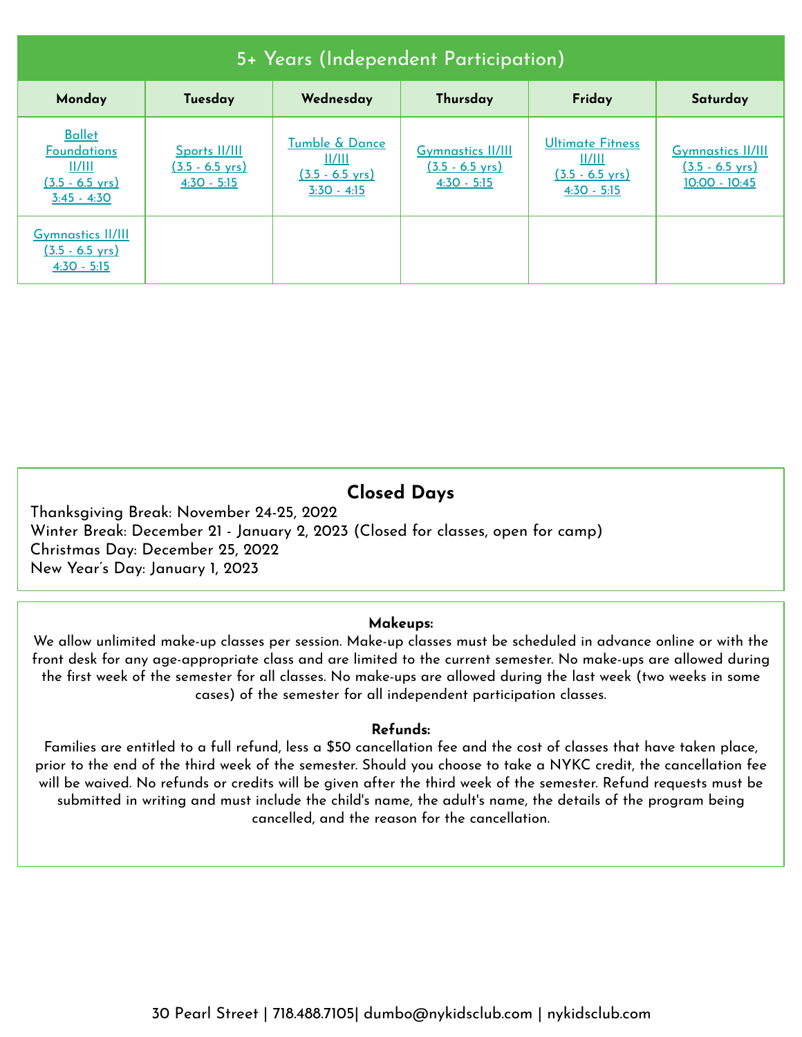| 5+ Years (Independent Participation) | | | | | |
|---|---|---|---|---|---|
| **Monday** | **Tuesday** | **Wednesday** | **Thursday** | **Friday** | **Saturday** |
| Ballet Foundations II/III (3.5 - 6.5 yrs) 3:45 - 4:30 | Sports II/III (3.5 - 6.5 yrs) 4:30 - 5:15 | Tumble & Dance II/III (3.5 - 6.5 yrs) 3:30 - 4:15 | Gymnastics II/III (3.5 - 6.5 yrs) 4:30 - 5:15 | Ultimate Fitness II/III (3.5 - 6.5 yrs) 4:30 - 5:15 | Gymnastics II/III (3.5 - 6.5 yrs) 10:00 - 10:45 |
| Gymnastics II/III (3.5 - 6.5 yrs) 4:30 - 5:15 | | | | | |

## Closed Days

Thanksgiving Break: November 24-25, 2022
Winter Break: December 21 - January 2, 2023 (Closed for classes, open for camp)
Christmas Day: December 25, 2022
New Year's Day: January 1, 2023

**Makeups:**

We allow unlimited make-up classes per session. Make-up classes must be scheduled in advance online or with the front desk for any age-appropriate class and are limited to the current semester. No make-ups are allowed during the first week of the semester for all classes. No make-ups are allowed during the last week (two weeks in some cases) of the semester for all independent participation classes.

**Refunds:**

Families are entitled to a full refund, less a $50 cancellation fee and the cost of classes that have taken place, prior to the end of the third week of the semester. Should you choose to take a NYKC credit, the cancellation fee will be waived. No refunds or credits will be given after the third week of the semester. Refund requests must be submitted in writing and must include the child's name, the adult's name, the details of the program being cancelled, and the reason for the cancellation.

30 Pearl Street | 718.488.7105| dumbo@nykidsclub.com | nykidsclub.com